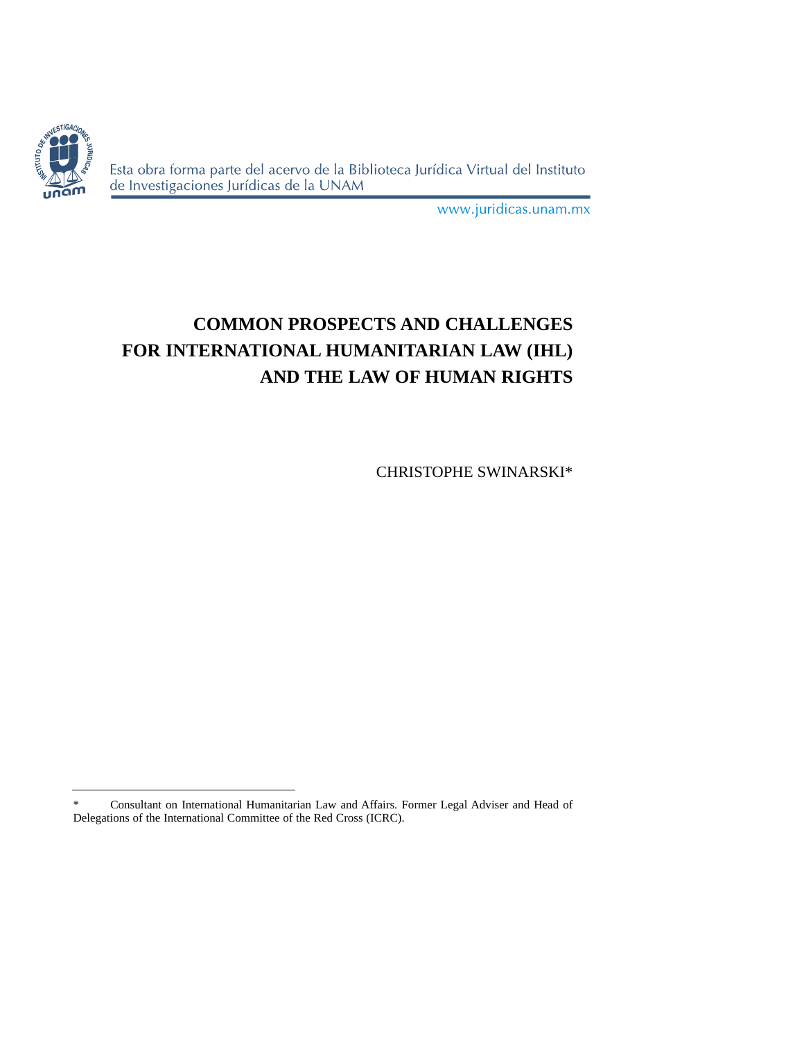# COMMON PROSPECTS AND CHALLENGES FOR INTERNATIONAL HUMANITARIAN LAW (IHL) AND THE LAW OF HUMAN RIGHTS

CHRISTOPHE SWINARSKI*

---

\* Consultant on International Humanitarian Law and Affairs. Former Legal Adviser and Head of Delegations of the International Committee of the Red Cross (ICRC).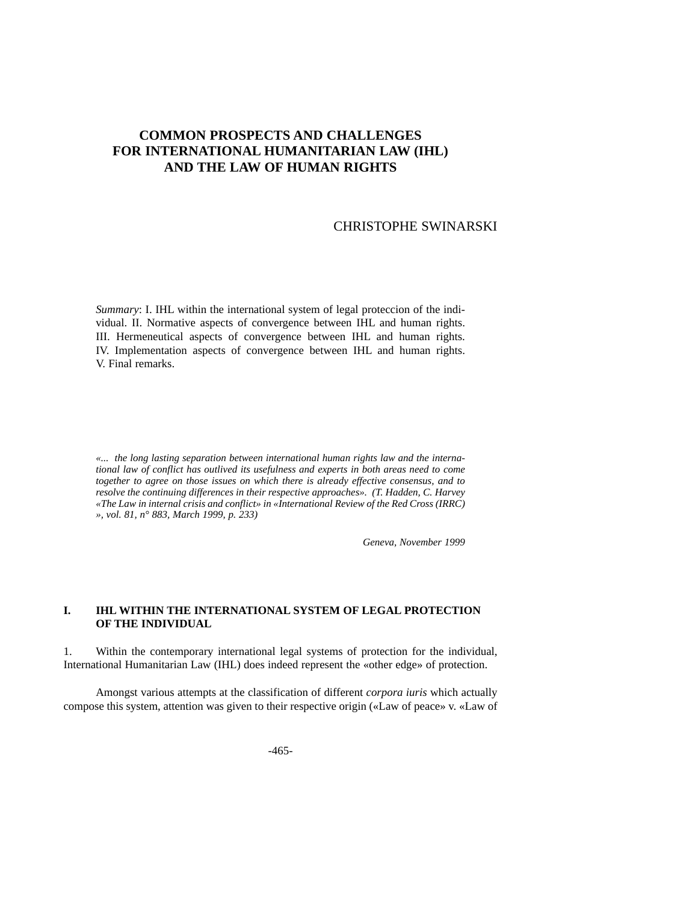# COMMON PROSPECTS AND CHALLENGES FOR INTERNATIONAL HUMANITARIAN LAW (IHL) AND THE LAW OF HUMAN RIGHTS

CHRISTOPHE SWINARSKI

*Summary*: I. IHL within the international system of legal proteccion of the individual. II. Normative aspects of convergence between IHL and human rights. III. Hermeneutical aspects of convergence between IHL and human rights. IV. Implementation aspects of convergence between IHL and human rights. V. Final remarks.

*«... the long lasting separation between international human rights law and the international law of conflict has outlived its usefulness and experts in both areas need to come together to agree on those issues on which there is already effective consensus, and to resolve the continuing differences in their respective approaches». (T. Hadden, C. Harvey «The Law in internal crisis and conflict» in «International Review of the Red Cross (IRRC) », vol. 81, n° 883, March 1999, p. 233)*

*Geneva, November 1999*

## I. IHL WITHIN THE INTERNATIONAL SYSTEM OF LEGAL PROTECTION OF THE INDIVIDUAL

1. Within the contemporary international legal systems of protection for the individual, International Humanitarian Law (IHL) does indeed represent the «other edge» of protection.

Amongst various attempts at the classification of different *corpora iuris* which actually compose this system, attention was given to their respective origin («Law of peace» v. «Law of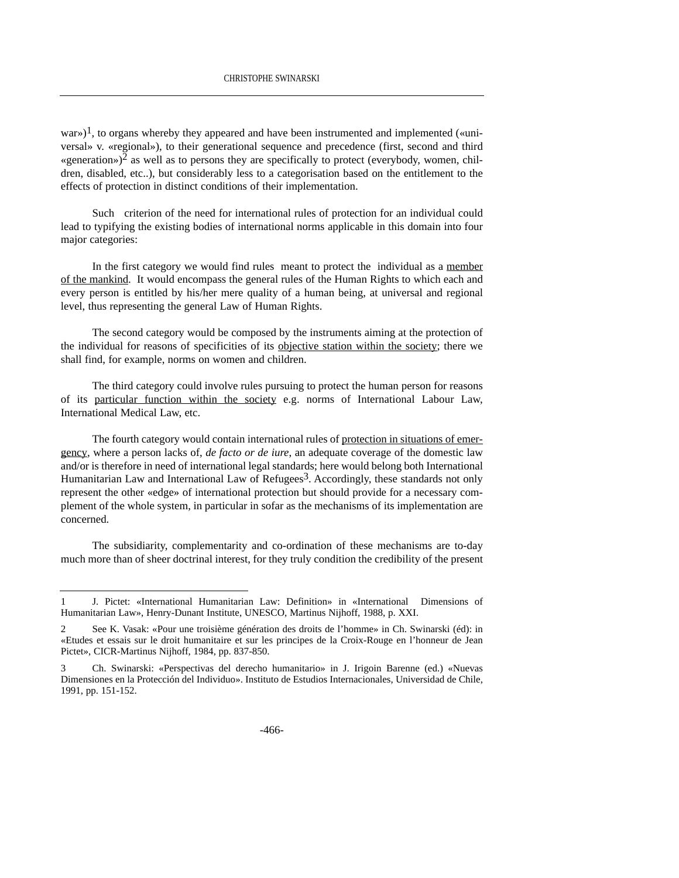war»)[1], to organs whereby they appeared and have been instrumented and implemented («universal» v. «regional»), to their generational sequence and precedence (first, second and third «generation»)[2] as well as to persons they are specifically to protect (everybody, women, children, disabled, etc..), but considerably less to a categorisation based on the entitlement to the effects of protection in distinct conditions of their implementation.

Such criterion of the need for international rules of protection for an individual could lead to typifying the existing bodies of international norms applicable in this domain into four major categories:

In the first category we would find rules meant to protect the individual as a <u>member of the mankind</u>. It would encompass the general rules of the Human Rights to which each and every person is entitled by his/her mere quality of a human being, at universal and regional level, thus representing the general Law of Human Rights.

The second category would be composed by the instruments aiming at the protection of the individual for reasons of specificities of its <u>objective station within the society</u>; there we shall find, for example, norms on women and children.

The third category could involve rules pursuing to protect the human person for reasons of its <u>particular function within the society</u> e.g. norms of International Labour Law, International Medical Law, etc.

The fourth category would contain international rules of <u>protection in situations of emergency</u>, where a person lacks of, *de facto or de iure*, an adequate coverage of the domestic law and/or is therefore in need of international legal standards; here would belong both International Humanitarian Law and International Law of Refugees[3]. Accordingly, these standards not only represent the other «edge» of international protection but should provide for a necessary complement of the whole system, in particular in sofar as the mechanisms of its implementation are concerned.

The subsidiarity, complementarity and co-ordination of these mechanisms are to-day much more than of sheer doctrinal interest, for they truly condition the credibility of the present

---

1 J. Pictet: «International Humanitarian Law: Definition» in «International Dimensions of Humanitarian Law», Henry-Dunant Institute, UNESCO, Martinus Nijhoff, 1988, p. XXI.

2 See K. Vasak: «Pour une troisième génération des droits de l'homme» in Ch. Swinarski (éd): in «Etudes et essais sur le droit humanitaire et sur les principes de la Croix-Rouge en l'honneur de Jean Pictet», CICR-Martinus Nijhoff, 1984, pp. 837-850.

3 Ch. Swinarski: «Perspectivas del derecho humanitario» in J. Irigoin Barenne (ed.) «Nuevas Dimensiones en la Protección del Individuo». Instituto de Estudios Internacionales, Universidad de Chile, 1991, pp. 151-152.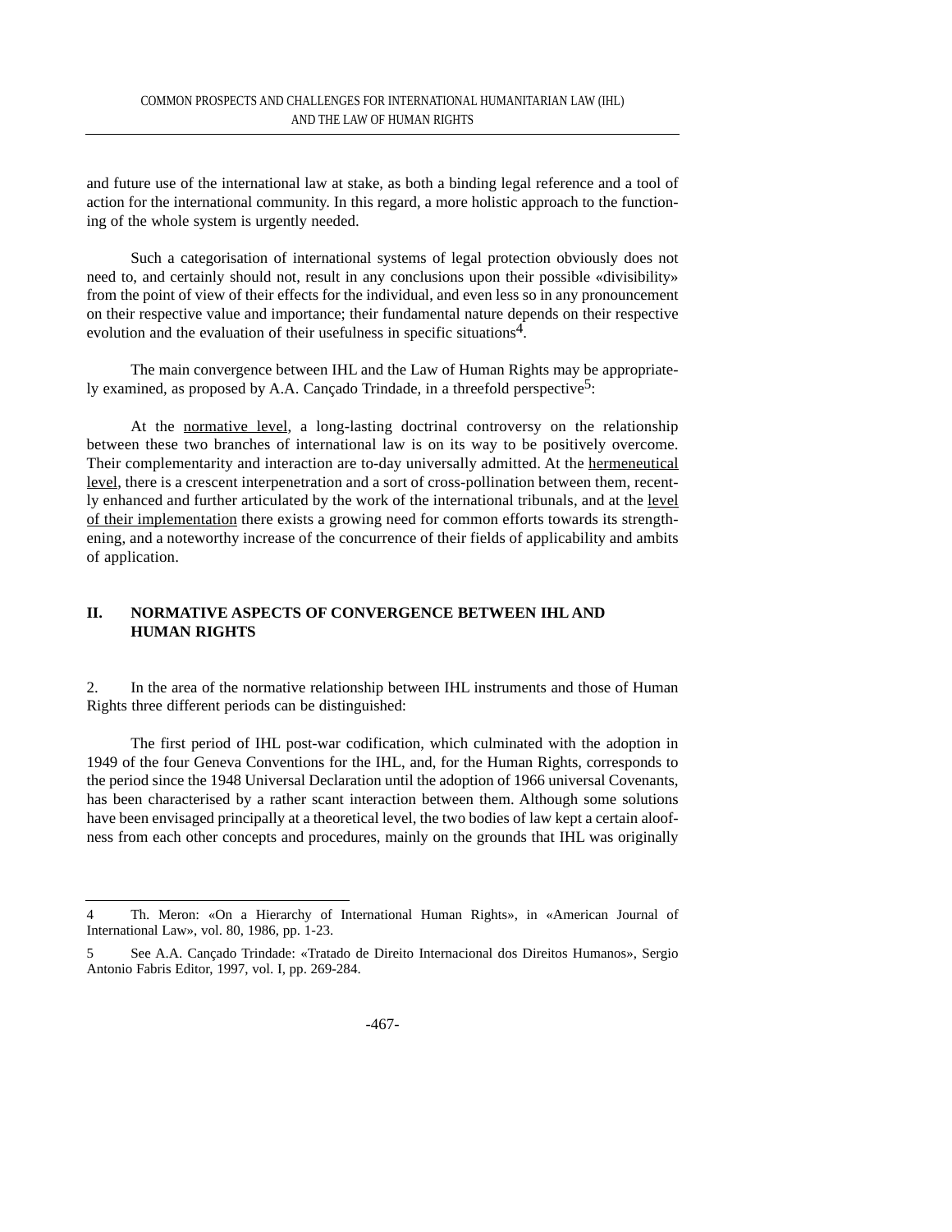and future use of the international law at stake, as both a binding legal reference and a tool of action for the international community. In this regard, a more holistic approach to the functioning of the whole system is urgently needed.

Such a categorisation of international systems of legal protection obviously does not need to, and certainly should not, result in any conclusions upon their possible «divisibility» from the point of view of their effects for the individual, and even less so in any pronouncement on their respective value and importance; their fundamental nature depends on their respective evolution and the evaluation of their usefulness in specific situations[4].

The main convergence between IHL and the Law of Human Rights may be appropriately examined, as proposed by A.A. Cançado Trindade, in a threefold perspective[5]:

At the normative level, a long-lasting doctrinal controversy on the relationship between these two branches of international law is on its way to be positively overcome. Their complementarity and interaction are to-day universally admitted. At the hermeneutical level, there is a crescent interpenetration and a sort of cross-pollination between them, recently enhanced and further articulated by the work of the international tribunals, and at the level of their implementation there exists a growing need for common efforts towards its strengthening, and a noteworthy increase of the concurrence of their fields of applicability and ambits of application.

## II. NORMATIVE ASPECTS OF CONVERGENCE BETWEEN IHL AND HUMAN RIGHTS

2. In the area of the normative relationship between IHL instruments and those of Human Rights three different periods can be distinguished:

The first period of IHL post-war codification, which culminated with the adoption in 1949 of the four Geneva Conventions for the IHL, and, for the Human Rights, corresponds to the period since the 1948 Universal Declaration until the adoption of 1966 universal Covenants, has been characterised by a rather scant interaction between them. Although some solutions have been envisaged principally at a theoretical level, the two bodies of law kept a certain aloofness from each other concepts and procedures, mainly on the grounds that IHL was originally

---

4 Th. Meron: «On a Hierarchy of International Human Rights», in «American Journal of International Law», vol. 80, 1986, pp. 1-23.

5 See A.A. Cançado Trindade: «Tratado de Direito Internacional dos Direitos Humanos», Sergio Antonio Fabris Editor, 1997, vol. I, pp. 269-284.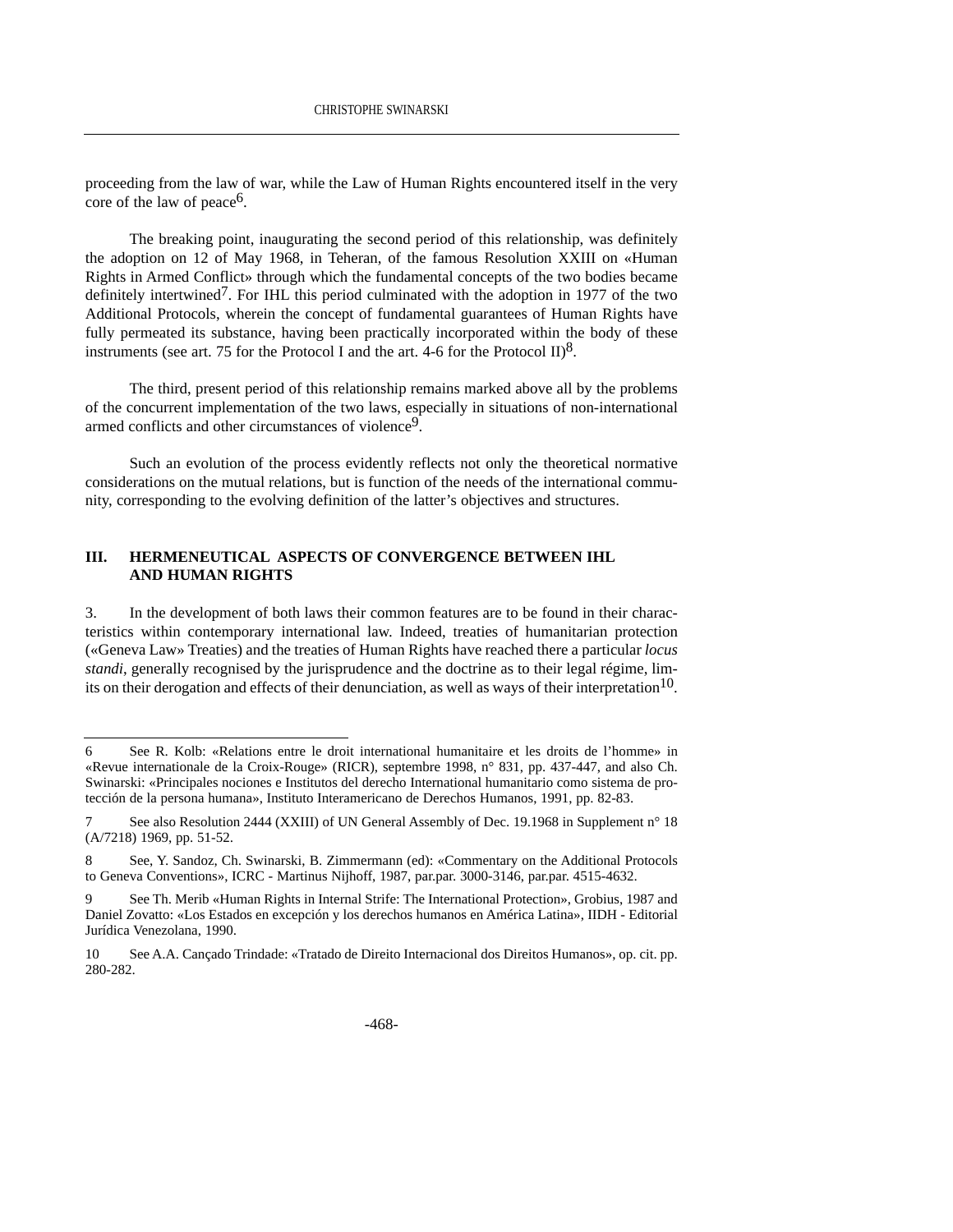proceeding from the law of war, while the Law of Human Rights encountered itself in the very core of the law of peace[6].

The breaking point, inaugurating the second period of this relationship, was definitely the adoption on 12 of May 1968, in Teheran, of the famous Resolution XXIII on «Human Rights in Armed Conflict» through which the fundamental concepts of the two bodies became definitely intertwined[7]. For IHL this period culminated with the adoption in 1977 of the two Additional Protocols, wherein the concept of fundamental guarantees of Human Rights have fully permeated its substance, having been practically incorporated within the body of these instruments (see art. 75 for the Protocol I and the art. 4-6 for the Protocol II)[8].

The third, present period of this relationship remains marked above all by the problems of the concurrent implementation of the two laws, especially in situations of non-international armed conflicts and other circumstances of violence[9].

Such an evolution of the process evidently reflects not only the theoretical normative considerations on the mutual relations, but is function of the needs of the international community, corresponding to the evolving definition of the latter's objectives and structures.

## III. HERMENEUTICAL ASPECTS OF CONVERGENCE BETWEEN IHL AND HUMAN RIGHTS

3. In the development of both laws their common features are to be found in their characteristics within contemporary international law. Indeed, treaties of humanitarian protection («Geneva Law» Treaties) and the treaties of Human Rights have reached there a particular *locus standi*, generally recognised by the jurisprudence and the doctrine as to their legal régime, limits on their derogation and effects of their denunciation, as well as ways of their interpretation[10].

---

6 See R. Kolb: «Relations entre le droit international humanitaire et les droits de l'homme» in «Revue internationale de la Croix-Rouge» (RICR), septembre 1998, n° 831, pp. 437-447, and also Ch. Swinarski: «Principales nociones e Institutos del derecho International humanitario como sistema de protección de la persona humana», Instituto Interamericano de Derechos Humanos, 1991, pp. 82-83.

7 See also Resolution 2444 (XXIII) of UN General Assembly of Dec. 19.1968 in Supplement n° 18 (A/7218) 1969, pp. 51-52.

8 See, Y. Sandoz, Ch. Swinarski, B. Zimmermann (ed): «Commentary on the Additional Protocols to Geneva Conventions», ICRC - Martinus Nijhoff, 1987, par.par. 3000-3146, par.par. 4515-4632.

9 See Th. Merib «Human Rights in Internal Strife: The International Protection», Grobius, 1987 and Daniel Zovatto: «Los Estados en excepción y los derechos humanos en América Latina», IIDH - Editorial Jurídica Venezolana, 1990.

10 See A.A. Cançado Trindade: «Tratado de Direito Internacional dos Direitos Humanos», op. cit. pp. 280-282.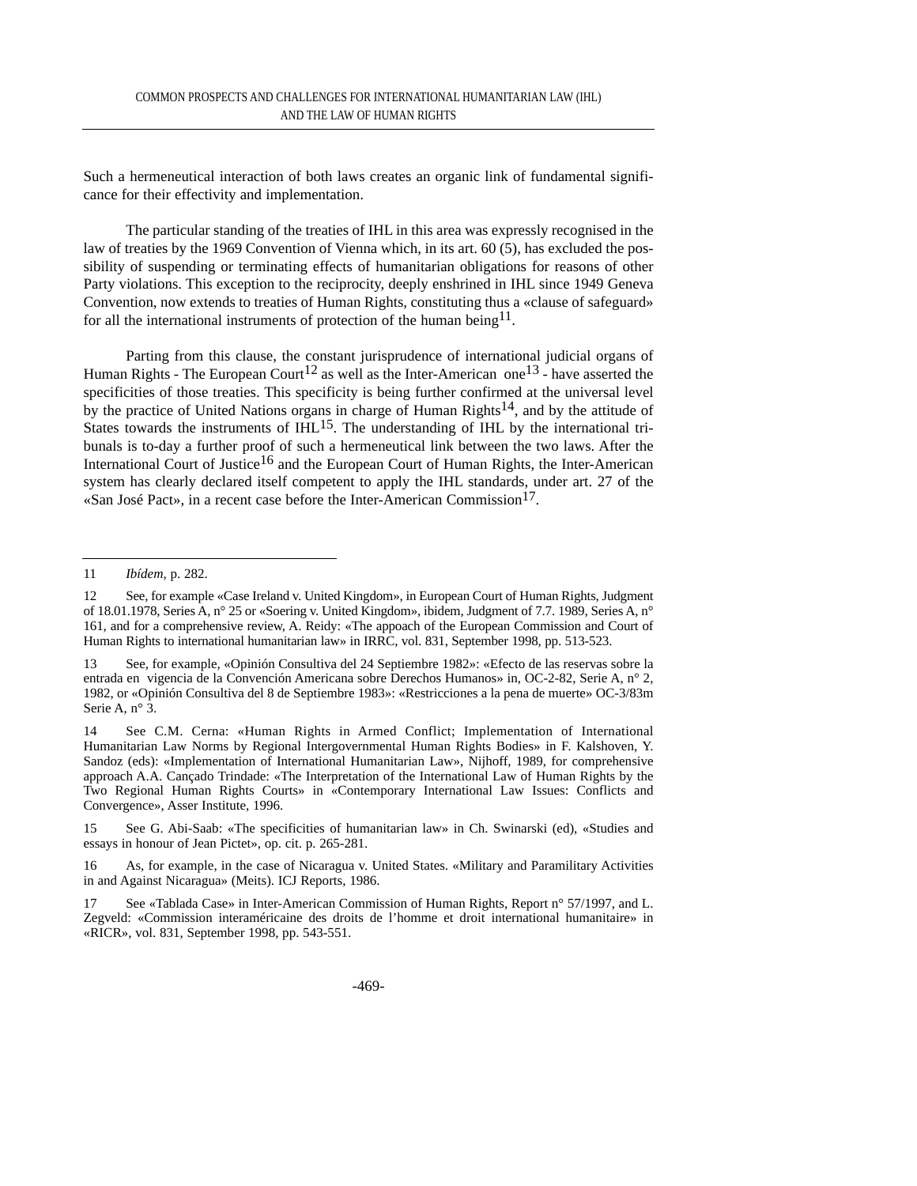Such a hermeneutical interaction of both laws creates an organic link of fundamental significance for their effectivity and implementation.

The particular standing of the treaties of IHL in this area was expressly recognised in the law of treaties by the 1969 Convention of Vienna which, in its art. 60 (5), has excluded the possibility of suspending or terminating effects of humanitarian obligations for reasons of other Party violations. This exception to the reciprocity, deeply enshrined in IHL since 1949 Geneva Convention, now extends to treaties of Human Rights, constituting thus a «clause of safeguard» for all the international instruments of protection of the human being[11].

Parting from this clause, the constant jurisprudence of international judicial organs of Human Rights - The European Court[12] as well as the Inter-American one[13] - have asserted the specificities of those treaties. This specificity is being further confirmed at the universal level by the practice of United Nations organs in charge of Human Rights[14], and by the attitude of States towards the instruments of IHL[15]. The understanding of IHL by the international tribunals is to-day a further proof of such a hermeneutical link between the two laws. After the International Court of Justice[16] and the European Court of Human Rights, the Inter-American system has clearly declared itself competent to apply the IHL standards, under art. 27 of the «San José Pact», in a recent case before the Inter-American Commission[17].

---

11 *Ibídem,* p. 282.

12 See, for example «Case Ireland v. United Kingdom», in European Court of Human Rights, Judgment of 18.01.1978, Series A, n° 25 or «Soering v. United Kingdom», ibidem, Judgment of 7.7. 1989, Series A, n° 161, and for a comprehensive review, A. Reidy: «The appoach of the European Commission and Court of Human Rights to international humanitarian law» in IRRC, vol. 831, September 1998, pp. 513-523.

13 See, for example, «Opinión Consultiva del 24 Septiembre 1982»: «Efecto de las reservas sobre la entrada en vigencia de la Convención Americana sobre Derechos Humanos» in, OC-2-82, Serie A, n° 2, 1982, or «Opinión Consultiva del 8 de Septiembre 1983»: «Restricciones a la pena de muerte» OC-3/83m Serie A, n° 3.

14 See C.M. Cerna: «Human Rights in Armed Conflict; Implementation of International Humanitarian Law Norms by Regional Intergovernmental Human Rights Bodies» in F. Kalshoven, Y. Sandoz (eds): «Implementation of International Humanitarian Law», Nijhoff, 1989, for comprehensive approach A.A. Cançado Trindade: «The Interpretation of the International Law of Human Rights by the Two Regional Human Rights Courts» in «Contemporary International Law Issues: Conflicts and Convergence», Asser Institute, 1996.

15 See G. Abi-Saab: «The specificities of humanitarian law» in Ch. Swinarski (ed), «Studies and essays in honour of Jean Pictet», op. cit. p. 265-281.

16 As, for example, in the case of Nicaragua v. United States. «Military and Paramilitary Activities in and Against Nicaragua» (Meits). ICJ Reports, 1986.

17 See «Tablada Case» in Inter-American Commission of Human Rights, Report n° 57/1997, and L. Zegveld: «Commission interaméricaine des droits de l'homme et droit international humanitaire» in «RICR», vol. 831, September 1998, pp. 543-551.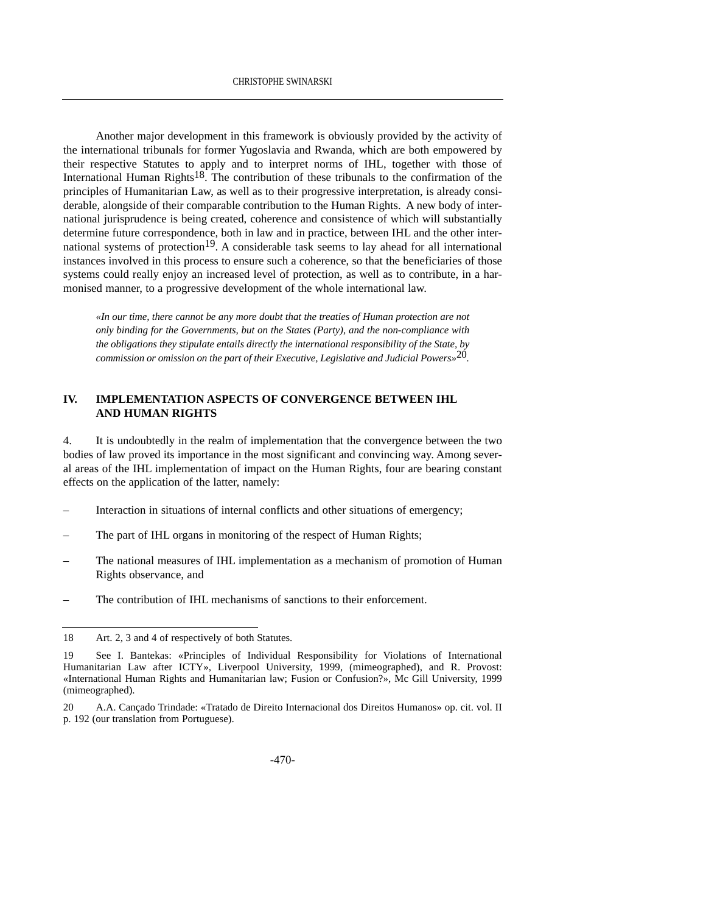Another major development in this framework is obviously provided by the activity of the international tribunals for former Yugoslavia and Rwanda, which are both empowered by their respective Statutes to apply and to interpret norms of IHL, together with those of International Human Rights[18]. The contribution of these tribunals to the confirmation of the principles of Humanitarian Law, as well as to their progressive interpretation, is already considerable, alongside of their comparable contribution to the Human Rights. A new body of international jurisprudence is being created, coherence and consistence of which will substantially determine future correspondence, both in law and in practice, between IHL and the other international systems of protection[19]. A considerable task seems to lay ahead for all international instances involved in this process to ensure such a coherence, so that the beneficiaries of those systems could really enjoy an increased level of protection, as well as to contribute, in a harmonised manner, to a progressive development of the whole international law.

> *«In our time, there cannot be any more doubt that the treaties of Human protection are not only binding for the Governments, but on the States (Party), and the non-compliance with the obligations they stipulate entails directly the international responsibility of the State, by commission or omission on the part of their Executive, Legislative and Judicial Powers»*[20].

## IV. IMPLEMENTATION ASPECTS OF CONVERGENCE BETWEEN IHL AND HUMAN RIGHTS

4. It is undoubtedly in the realm of implementation that the convergence between the two bodies of law proved its importance in the most significant and convincing way. Among several areas of the IHL implementation of impact on the Human Rights, four are bearing constant effects on the application of the latter, namely:

- Interaction in situations of internal conflicts and other situations of emergency;
- The part of IHL organs in monitoring of the respect of Human Rights;
- The national measures of IHL implementation as a mechanism of promotion of Human Rights observance, and
- The contribution of IHL mechanisms of sanctions to their enforcement.

---

18 Art. 2, 3 and 4 of respectively of both Statutes.

19 See I. Bantekas: «Principles of Individual Responsibility for Violations of International Humanitarian Law after ICTY», Liverpool University, 1999, (mimeographed), and R. Provost: «International Human Rights and Humanitarian law; Fusion or Confusion?», Mc Gill University, 1999 (mimeographed).

20 A.A. Cançado Trindade: «Tratado de Direito Internacional dos Direitos Humanos» op. cit. vol. II p. 192 (our translation from Portuguese).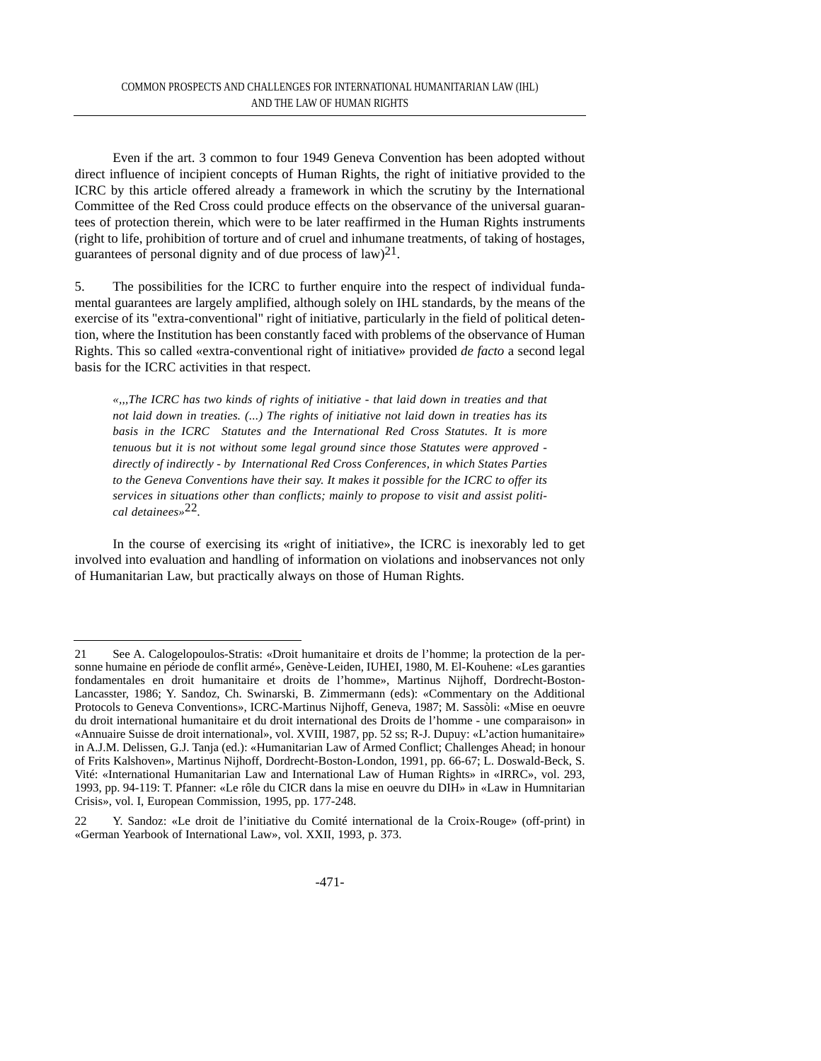Even if the art. 3 common to four 1949 Geneva Convention has been adopted without direct influence of incipient concepts of Human Rights, the right of initiative provided to the ICRC by this article offered already a framework in which the scrutiny by the International Committee of the Red Cross could produce effects on the observance of the universal guarantees of protection therein, which were to be later reaffirmed in the Human Rights instruments (right to life, prohibition of torture and of cruel and inhumane treatments, of taking of hostages, guarantees of personal dignity and of due process of law)[21].

5. The possibilities for the ICRC to further enquire into the respect of individual fundamental guarantees are largely amplified, although solely on IHL standards, by the means of the exercise of its "extra-conventional" right of initiative, particularly in the field of political detention, where the Institution has been constantly faced with problems of the observance of Human Rights. This so called «extra-conventional right of initiative» provided *de facto* a second legal basis for the ICRC activities in that respect.

> *«,,,The ICRC has two kinds of rights of initiative - that laid down in treaties and that not laid down in treaties. (...) The rights of initiative not laid down in treaties has its basis in the ICRC Statutes and the International Red Cross Statutes. It is more tenuous but it is not without some legal ground since those Statutes were approved - directly of indirectly - by International Red Cross Conferences, in which States Parties to the Geneva Conventions have their say. It makes it possible for the ICRC to offer its services in situations other than conflicts; mainly to propose to visit and assist political detainees»*[22].

In the course of exercising its «right of initiative», the ICRC is inexorably led to get involved into evaluation and handling of information on violations and inobservances not only of Humanitarian Law, but practically always on those of Human Rights.

---

21 See A. Calogelopoulos-Stratis: «Droit humanitaire et droits de l'homme; la protection de la personne humaine en période de conflit armé», Genève-Leiden, IUHEI, 1980, M. El-Kouhene: «Les garanties fondamentales en droit humanitaire et droits de l'homme», Martinus Nijhoff, Dordrecht-Boston-Lancasster, 1986; Y. Sandoz, Ch. Swinarski, B. Zimmermann (eds): «Commentary on the Additional Protocols to Geneva Conventions», ICRC-Martinus Nijhoff, Geneva, 1987; M. Sassòli: «Mise en oeuvre du droit international humanitaire et du droit international des Droits de l'homme - une comparaison» in «Annuaire Suisse de droit international», vol. XVIII, 1987, pp. 52 ss; R-J. Dupuy: «L'action humanitaire» in A.J.M. Delissen, G.J. Tanja (ed.): «Humanitarian Law of Armed Conflict; Challenges Ahead; in honour of Frits Kalshoven», Martinus Nijhoff, Dordrecht-Boston-London, 1991, pp. 66-67; L. Doswald-Beck, S. Vité: «International Humanitarian Law and International Law of Human Rights» in «IRRC», vol. 293, 1993, pp. 94-119: T. Pfanner: «Le rôle du CICR dans la mise en oeuvre du DIH» in «Law in Humnitarian Crisis», vol. I, European Commission, 1995, pp. 177-248.

22 Y. Sandoz: «Le droit de l'initiative du Comité international de la Croix-Rouge» (off-print) in «German Yearbook of International Law», vol. XXII, 1993, p. 373.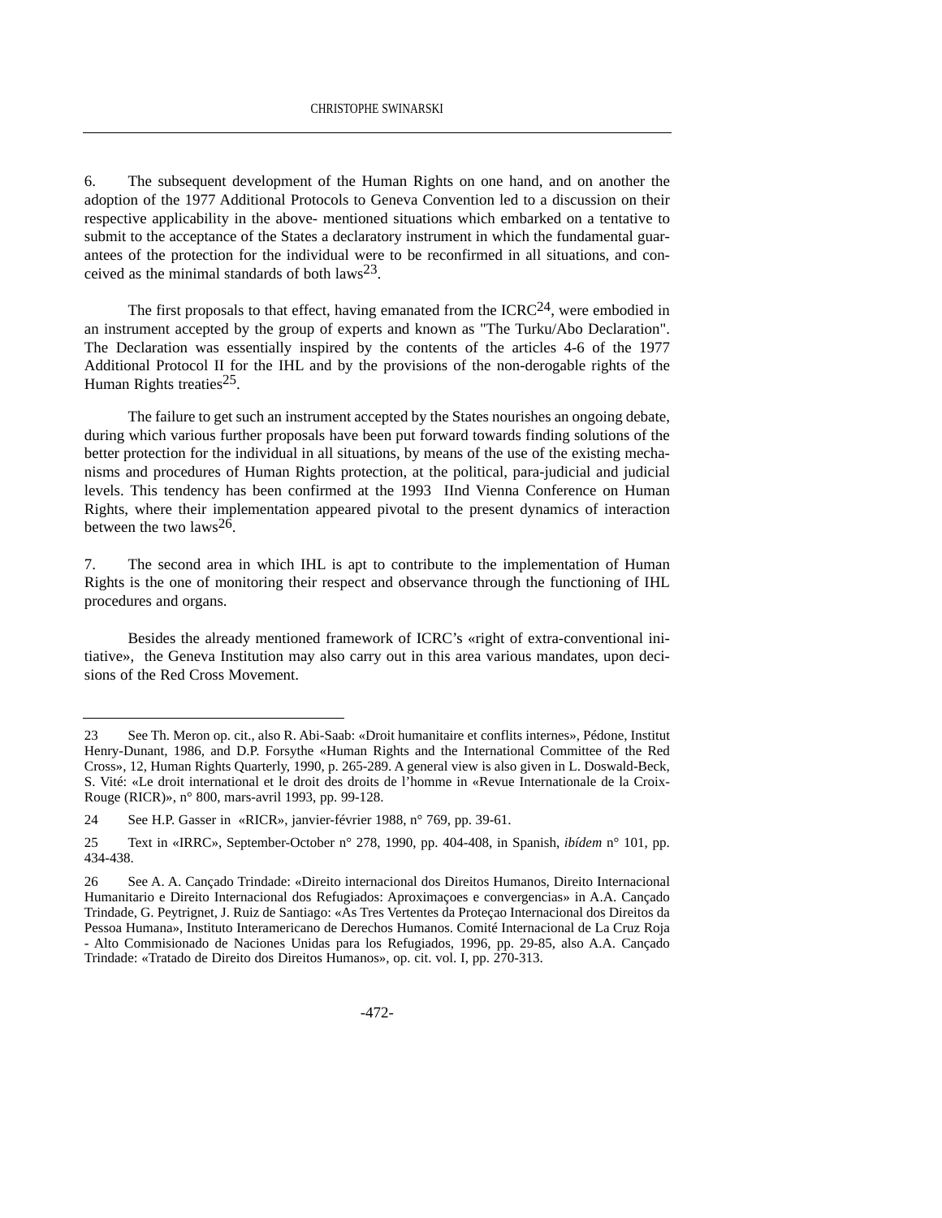6. The subsequent development of the Human Rights on one hand, and on another the adoption of the 1977 Additional Protocols to Geneva Convention led to a discussion on their respective applicability in the above- mentioned situations which embarked on a tentative to submit to the acceptance of the States a declaratory instrument in which the fundamental guarantees of the protection for the individual were to be reconfirmed in all situations, and conceived as the minimal standards of both laws[23].

The first proposals to that effect, having emanated from the ICRC[24], were embodied in an instrument accepted by the group of experts and known as "The Turku/Abo Declaration". The Declaration was essentially inspired by the contents of the articles 4-6 of the 1977 Additional Protocol II for the IHL and by the provisions of the non-derogable rights of the Human Rights treaties[25].

The failure to get such an instrument accepted by the States nourishes an ongoing debate, during which various further proposals have been put forward towards finding solutions of the better protection for the individual in all situations, by means of the use of the existing mechanisms and procedures of Human Rights protection, at the political, para-judicial and judicial levels. This tendency has been confirmed at the 1993 IInd Vienna Conference on Human Rights, where their implementation appeared pivotal to the present dynamics of interaction between the two laws[26].

7. The second area in which IHL is apt to contribute to the implementation of Human Rights is the one of monitoring their respect and observance through the functioning of IHL procedures and organs.

Besides the already mentioned framework of ICRC's «right of extra-conventional initiative», the Geneva Institution may also carry out in this area various mandates, upon decisions of the Red Cross Movement.

---

23 See Th. Meron op. cit., also R. Abi-Saab: «Droit humanitaire et conflits internes», Pédone, Institut Henry-Dunant, 1986, and D.P. Forsythe «Human Rights and the International Committee of the Red Cross», 12, Human Rights Quarterly, 1990, p. 265-289. A general view is also given in L. Doswald-Beck, S. Vité: «Le droit international et le droit des droits de l'homme in «Revue Internationale de la Croix-Rouge (RICR)», n° 800, mars-avril 1993, pp. 99-128.

24 See H.P. Gasser in «RICR», janvier-février 1988, n° 769, pp. 39-61.

25 Text in «IRRC», September-October n° 278, 1990, pp. 404-408, in Spanish, *ibídem* n° 101, pp. 434-438.

26 See A. A. Cançado Trindade: «Direito internacional dos Direitos Humanos, Direito Internacional Humanitario e Direito Internacional dos Refugiados: Aproximaçoes e convergencias» in A.A. Cançado Trindade, G. Peytrignet, J. Ruiz de Santiago: «As Tres Vertentes da Proteçao Internacional dos Direitos da Pessoa Humana», Instituto Interamericano de Derechos Humanos. Comité Internacional de La Cruz Roja - Alto Commisionado de Naciones Unidas para los Refugiados, 1996, pp. 29-85, also A.A. Cançado Trindade: «Tratado de Direito dos Direitos Humanos», op. cit. vol. I, pp. 270-313.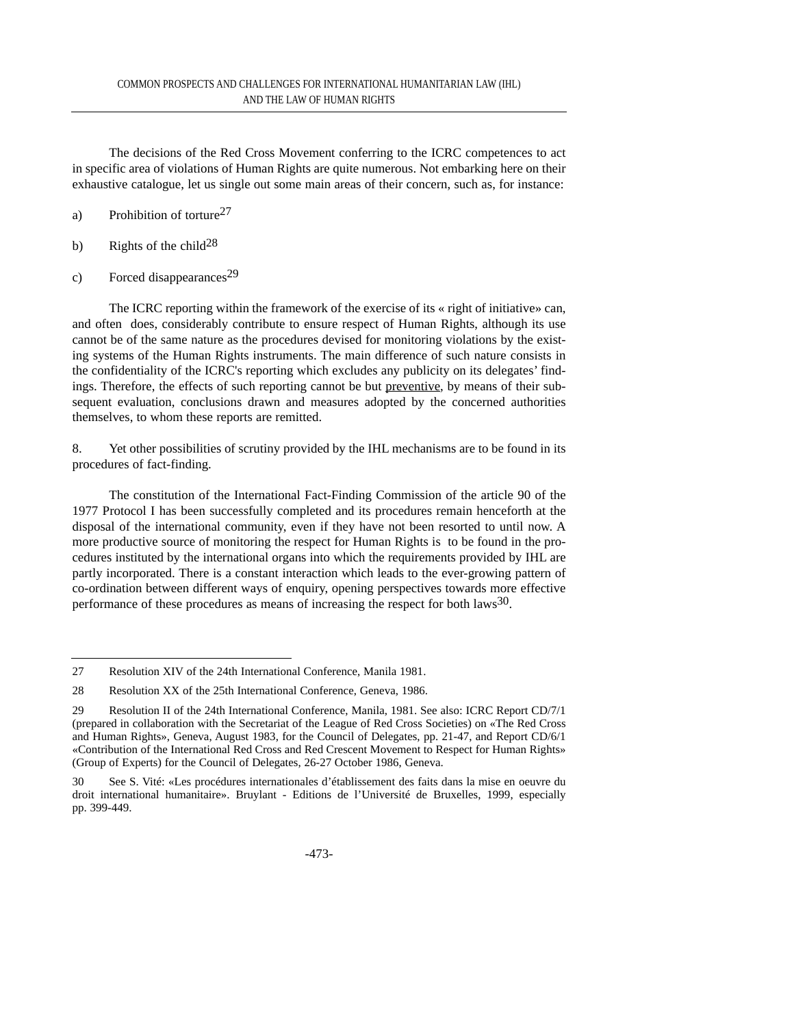The decisions of the Red Cross Movement conferring to the ICRC competences to act in specific area of violations of Human Rights are quite numerous. Not embarking here on their exhaustive catalogue, let us single out some main areas of their concern, such as, for instance:

a) Prohibition of torture[27]

b) Rights of the child[28]

c) Forced disappearances[29]

The ICRC reporting within the framework of the exercise of its « right of initiative» can, and often does, considerably contribute to ensure respect of Human Rights, although its use cannot be of the same nature as the procedures devised for monitoring violations by the existing systems of the Human Rights instruments. The main difference of such nature consists in the confidentiality of the ICRC's reporting which excludes any publicity on its delegates' findings. Therefore, the effects of such reporting cannot be but preventive, by means of their subsequent evaluation, conclusions drawn and measures adopted by the concerned authorities themselves, to whom these reports are remitted.

8. Yet other possibilities of scrutiny provided by the IHL mechanisms are to be found in its procedures of fact-finding.

The constitution of the International Fact-Finding Commission of the article 90 of the 1977 Protocol I has been successfully completed and its procedures remain henceforth at the disposal of the international community, even if they have not been resorted to until now. A more productive source of monitoring the respect for Human Rights is to be found in the procedures instituted by the international organs into which the requirements provided by IHL are partly incorporated. There is a constant interaction which leads to the ever-growing pattern of co-ordination between different ways of enquiry, opening perspectives towards more effective performance of these procedures as means of increasing the respect for both laws[30].

---

27 Resolution XIV of the 24th International Conference, Manila 1981.

28 Resolution XX of the 25th International Conference, Geneva, 1986.

29 Resolution II of the 24th International Conference, Manila, 1981. See also: ICRC Report CD/7/1 (prepared in collaboration with the Secretariat of the League of Red Cross Societies) on «The Red Cross and Human Rights», Geneva, August 1983, for the Council of Delegates, pp. 21-47, and Report CD/6/1 «Contribution of the International Red Cross and Red Crescent Movement to Respect for Human Rights» (Group of Experts) for the Council of Delegates, 26-27 October 1986, Geneva.

30 See S. Vité: «Les procédures internationales d'établissement des faits dans la mise en oeuvre du droit international humanitaire». Bruylant - Editions de l'Université de Bruxelles, 1999, especially pp. 399-449.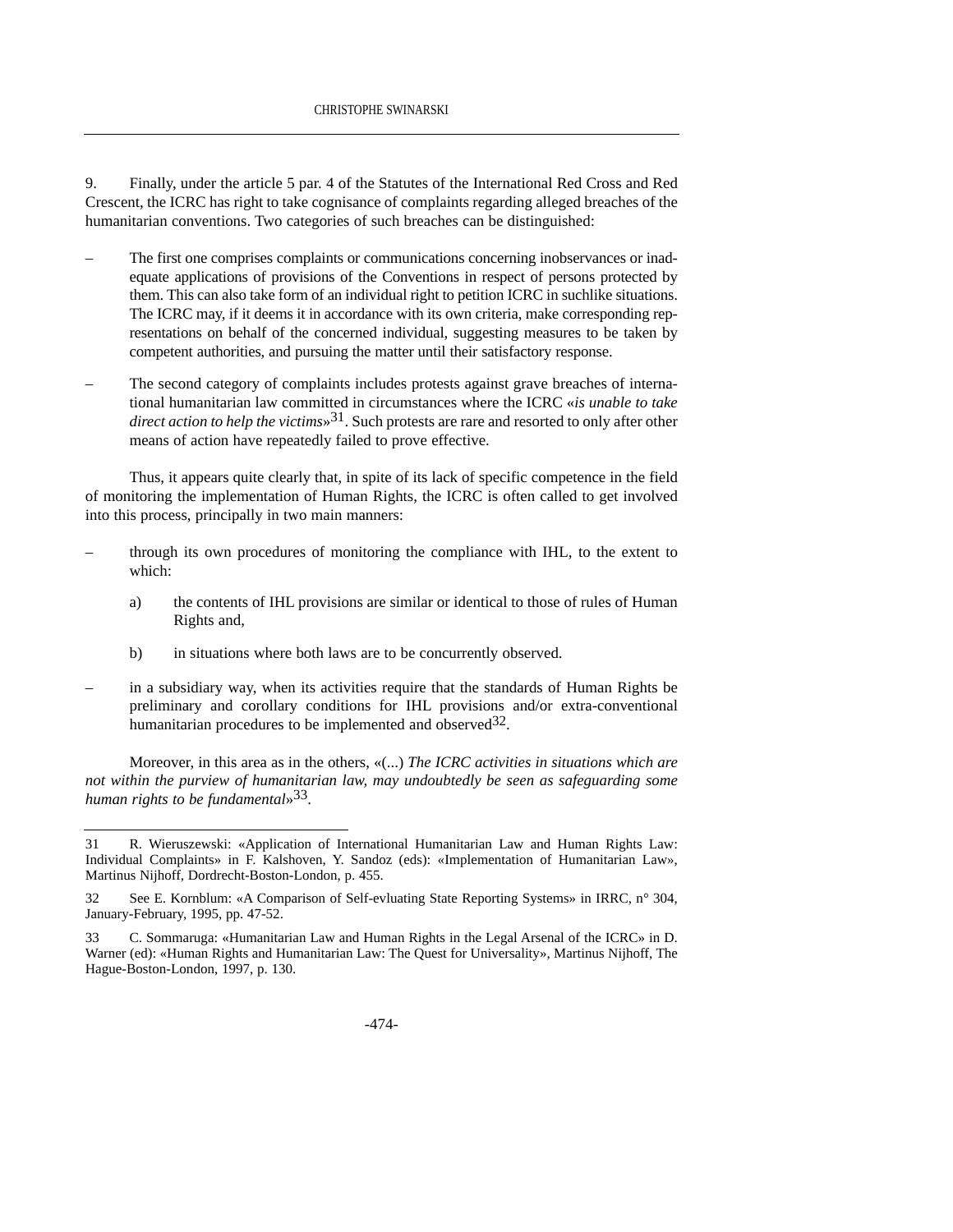9. Finally, under the article 5 par. 4 of the Statutes of the International Red Cross and Red Crescent, the ICRC has right to take cognisance of complaints regarding alleged breaches of the humanitarian conventions. Two categories of such breaches can be distinguished:

– The first one comprises complaints or communications concerning inobservances or inadequate applications of provisions of the Conventions in respect of persons protected by them. This can also take form of an individual right to petition ICRC in suchlike situations. The ICRC may, if it deems it in accordance with its own criteria, make corresponding representations on behalf of the concerned individual, suggesting measures to be taken by competent authorities, and pursuing the matter until their satisfactory response.

– The second category of complaints includes protests against grave breaches of international humanitarian law committed in circumstances where the ICRC «*is unable to take direct action to help the victims*»[31]. Such protests are rare and resorted to only after other means of action have repeatedly failed to prove effective.

Thus, it appears quite clearly that, in spite of its lack of specific competence in the field of monitoring the implementation of Human Rights, the ICRC is often called to get involved into this process, principally in two main manners:

– through its own procedures of monitoring the compliance with IHL, to the extent to which:

  a) the contents of IHL provisions are similar or identical to those of rules of Human Rights and,

  b) in situations where both laws are to be concurrently observed.

– in a subsidiary way, when its activities require that the standards of Human Rights be preliminary and corollary conditions for IHL provisions and/or extra-conventional humanitarian procedures to be implemented and observed[32].

Moreover, in this area as in the others, «(...) *The ICRC activities in situations which are not within the purview of humanitarian law, may undoubtedly be seen as safeguarding some human rights to be fundamental*»[33].

---

31 R. Wieruszewski: «Application of International Humanitarian Law and Human Rights Law: Individual Complaints» in F. Kalshoven, Y. Sandoz (eds): «Implementation of Humanitarian Law», Martinus Nijhoff, Dordrecht-Boston-London, p. 455.

32 See E. Kornblum: «A Comparison of Self-evluating State Reporting Systems» in IRRC, n° 304, January-February, 1995, pp. 47-52.

33 C. Sommaruga: «Humanitarian Law and Human Rights in the Legal Arsenal of the ICRC» in D. Warner (ed): «Human Rights and Humanitarian Law: The Quest for Universality», Martinus Nijhoff, The Hague-Boston-London, 1997, p. 130.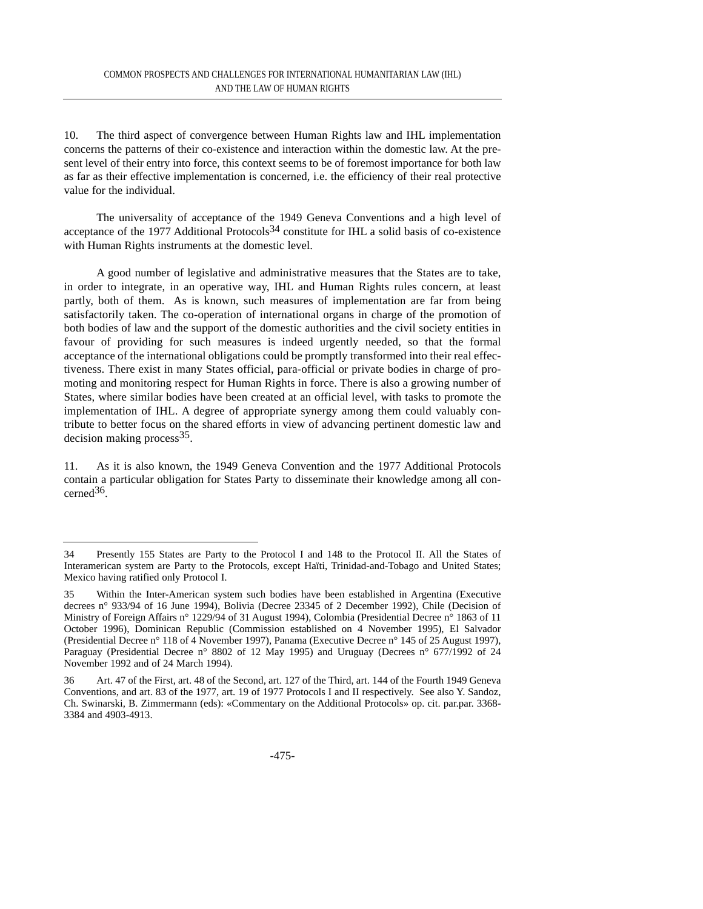10. The third aspect of convergence between Human Rights law and IHL implementation concerns the patterns of their co-existence and interaction within the domestic law. At the present level of their entry into force, this context seems to be of foremost importance for both law as far as their effective implementation is concerned, i.e. the efficiency of their real protective value for the individual.

The universality of acceptance of the 1949 Geneva Conventions and a high level of acceptance of the 1977 Additional Protocols[34] constitute for IHL a solid basis of co-existence with Human Rights instruments at the domestic level.

A good number of legislative and administrative measures that the States are to take, in order to integrate, in an operative way, IHL and Human Rights rules concern, at least partly, both of them. As is known, such measures of implementation are far from being satisfactorily taken. The co-operation of international organs in charge of the promotion of both bodies of law and the support of the domestic authorities and the civil society entities in favour of providing for such measures is indeed urgently needed, so that the formal acceptance of the international obligations could be promptly transformed into their real effectiveness. There exist in many States official, para-official or private bodies in charge of promoting and monitoring respect for Human Rights in force. There is also a growing number of States, where similar bodies have been created at an official level, with tasks to promote the implementation of IHL. A degree of appropriate synergy among them could valuably contribute to better focus on the shared efforts in view of advancing pertinent domestic law and decision making process[35].

11. As it is also known, the 1949 Geneva Convention and the 1977 Additional Protocols contain a particular obligation for States Party to disseminate their knowledge among all concerned[36].

---

34 Presently 155 States are Party to the Protocol I and 148 to the Protocol II. All the States of Interamerican system are Party to the Protocols, except Haïti, Trinidad-and-Tobago and United States; Mexico having ratified only Protocol I.

35 Within the Inter-American system such bodies have been established in Argentina (Executive decrees n° 933/94 of 16 June 1994), Bolivia (Decree 23345 of 2 December 1992), Chile (Decision of Ministry of Foreign Affairs n° 1229/94 of 31 August 1994), Colombia (Presidential Decree n° 1863 of 11 October 1996), Dominican Republic (Commission established on 4 November 1995), El Salvador (Presidential Decree n° 118 of 4 November 1997), Panama (Executive Decree n° 145 of 25 August 1997), Paraguay (Presidential Decree n° 8802 of 12 May 1995) and Uruguay (Decrees n° 677/1992 of 24 November 1992 and of 24 March 1994).

36 Art. 47 of the First, art. 48 of the Second, art. 127 of the Third, art. 144 of the Fourth 1949 Geneva Conventions, and art. 83 of the 1977, art. 19 of 1977 Protocols I and II respectively. See also Y. Sandoz, Ch. Swinarski, B. Zimmermann (eds): «Commentary on the Additional Protocols» op. cit. par.par. 3368-3384 and 4903-4913.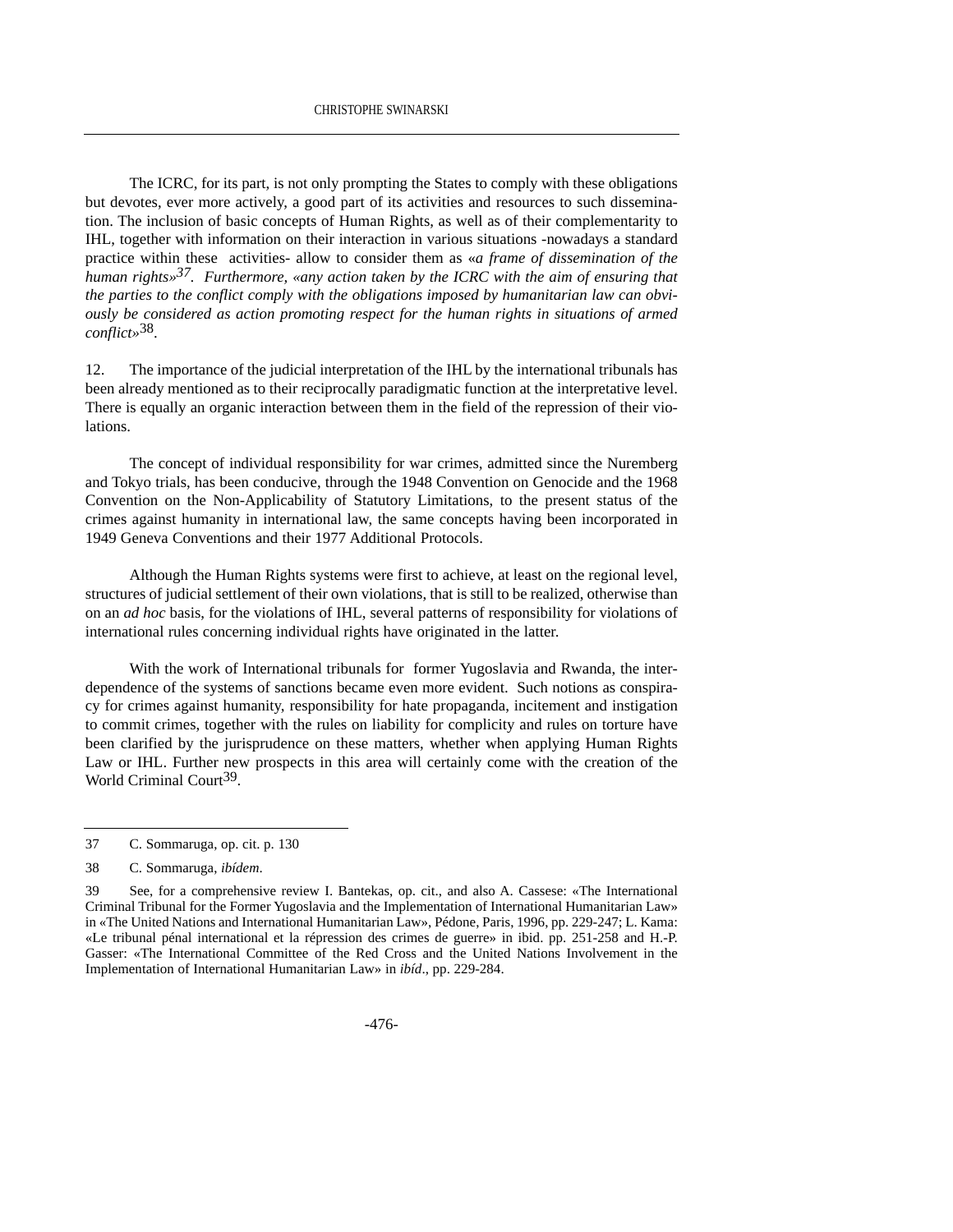The ICRC, for its part, is not only prompting the States to comply with these obligations but devotes, ever more actively, a good part of its activities and resources to such dissemination. The inclusion of basic concepts of Human Rights, as well as of their complementarity to IHL, together with information on their interaction in various situations -nowadays a standard practice within these activities- allow to consider them as «*a frame of dissemination of the human rights»*[37]. *Furthermore, «any action taken by the ICRC with the aim of ensuring that the parties to the conflict comply with the obligations imposed by humanitarian law can obviously be considered as action promoting respect for the human rights in situations of armed conflict»*[38].

12. The importance of the judicial interpretation of the IHL by the international tribunals has been already mentioned as to their reciprocally paradigmatic function at the interpretative level. There is equally an organic interaction between them in the field of the repression of their violations.

The concept of individual responsibility for war crimes, admitted since the Nuremberg and Tokyo trials, has been conducive, through the 1948 Convention on Genocide and the 1968 Convention on the Non-Applicability of Statutory Limitations, to the present status of the crimes against humanity in international law, the same concepts having been incorporated in 1949 Geneva Conventions and their 1977 Additional Protocols.

Although the Human Rights systems were first to achieve, at least on the regional level, structures of judicial settlement of their own violations, that is still to be realized, otherwise than on an *ad hoc* basis, for the violations of IHL, several patterns of responsibility for violations of international rules concerning individual rights have originated in the latter.

With the work of International tribunals for former Yugoslavia and Rwanda, the interdependence of the systems of sanctions became even more evident. Such notions as conspiracy for crimes against humanity, responsibility for hate propaganda, incitement and instigation to commit crimes, together with the rules on liability for complicity and rules on torture have been clarified by the jurisprudence on these matters, whether when applying Human Rights Law or IHL. Further new prospects in this area will certainly come with the creation of the World Criminal Court[39].

---

37 C. Sommaruga, op. cit. p. 130

38 C. Sommaruga, *ibídem*.

39 See, for a comprehensive review I. Bantekas, op. cit., and also A. Cassese: «The International Criminal Tribunal for the Former Yugoslavia and the Implementation of International Humanitarian Law» in «The United Nations and International Humanitarian Law», Pédone, Paris, 1996, pp. 229-247; L. Kama: «Le tribunal pénal international et la répression des crimes de guerre» in ibid. pp. 251-258 and H.-P. Gasser: «The International Committee of the Red Cross and the United Nations Involvement in the Implementation of International Humanitarian Law» in *ibíd*., pp. 229-284.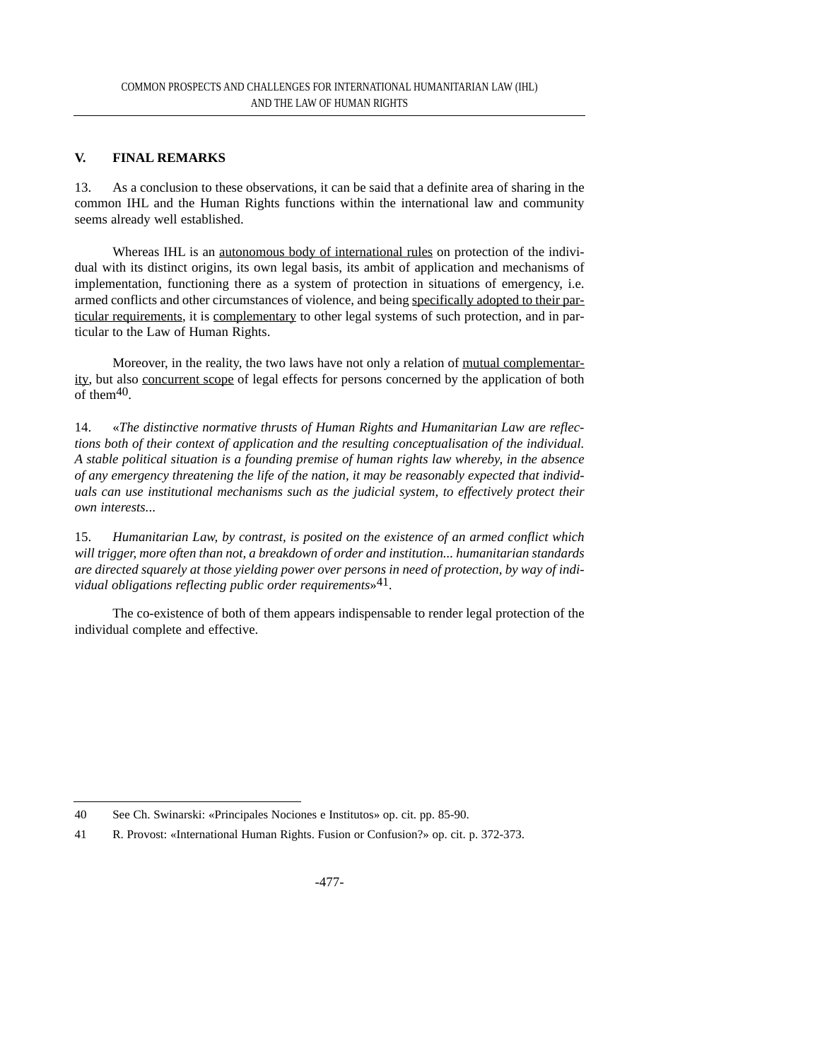## V. FINAL REMARKS

13. As a conclusion to these observations, it can be said that a definite area of sharing in the common IHL and the Human Rights functions within the international law and community seems already well established.

Whereas IHL is an <u>autonomous body of international rules</u> on protection of the individual with its distinct origins, its own legal basis, its ambit of application and mechanisms of implementation, functioning there as a system of protection in situations of emergency, i.e. armed conflicts and other circumstances of violence, and being <u>specifically adopted to their particular requirements</u>, it is <u>complementary</u> to other legal systems of such protection, and in particular to the Law of Human Rights.

Moreover, in the reality, the two laws have not only a relation of <u>mutual complementarity</u>, but also <u>concurrent scope</u> of legal effects for persons concerned by the application of both of them[40].

14. «*The distinctive normative thrusts of Human Rights and Humanitarian Law are reflections both of their context of application and the resulting conceptualisation of the individual. A stable political situation is a founding premise of human rights law whereby, in the absence of any emergency threatening the life of the nation, it may be reasonably expected that individuals can use institutional mechanisms such as the judicial system, to effectively protect their own interests...*

15. *Humanitarian Law, by contrast, is posited on the existence of an armed conflict which will trigger, more often than not, a breakdown of order and institution... humanitarian standards are directed squarely at those yielding power over persons in need of protection, by way of individual obligations reflecting public order requirements*»[41].

The co-existence of both of them appears indispensable to render legal protection of the individual complete and effective.

---

40 See Ch. Swinarski: «Principales Nociones e Institutos» op. cit. pp. 85-90.

41 R. Provost: «International Human Rights. Fusion or Confusion?» op. cit. p. 372-373.